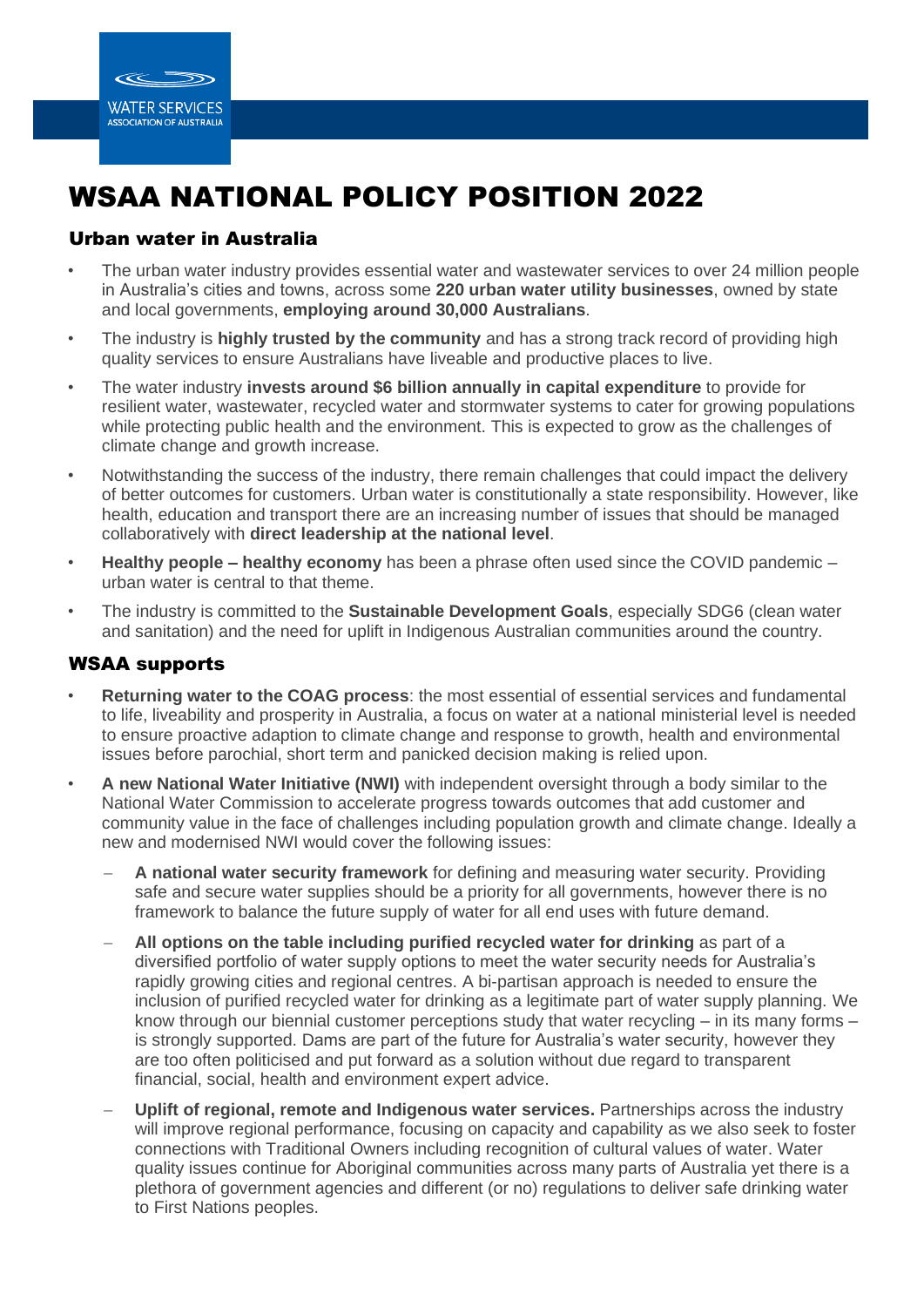# WSAA NATIONAL POLICY POSITION 2022

## Urban water in Australia

- The urban water industry provides essential water and wastewater services to over 24 million people in Australia's cities and towns, across some **220 urban water utility businesses**, owned by state and local governments, **employing around 30,000 Australians**.
- The industry is **highly trusted by the community** and has a strong track record of providing high quality services to ensure Australians have liveable and productive places to live.
- The water industry **invests around $6 billion annually in capital expenditure** to provide for resilient water, wastewater, recycled water and stormwater systems to cater for growing populations while protecting public health and the environment. This is expected to grow as the challenges of climate change and growth increase.
- Notwithstanding the success of the industry, there remain challenges that could impact the delivery of better outcomes for customers. Urban water is constitutionally a state responsibility. However, like health, education and transport there are an increasing number of issues that should be managed collaboratively with **direct leadership at the national level**.
- **Healthy people – healthy economy** has been a phrase often used since the COVID pandemic – urban water is central to that theme.
- The industry is committed to the **Sustainable Development Goals**, especially SDG6 (clean water and sanitation) and the need for uplift in Indigenous Australian communities around the country.

## WSAA supports

- **Returning water to the COAG process**: the most essential of essential services and fundamental to life, liveability and prosperity in Australia, a focus on water at a national ministerial level is needed to ensure proactive adaption to climate change and response to growth, health and environmental issues before parochial, short term and panicked decision making is relied upon.
- **A new National Water Initiative (NWI)** with independent oversight through a body similar to the National Water Commission to accelerate progress towards outcomes that add customer and community value in the face of challenges including population growth and climate change. Ideally a new and modernised NWI would cover the following issues:
  - **A national water security framework** for defining and measuring water security. Providing safe and secure water supplies should be a priority for all governments, however there is no framework to balance the future supply of water for all end uses with future demand.
  - **All options on the table including purified recycled water for drinking** as part of a diversified portfolio of water supply options to meet the water security needs for Australia's rapidly growing cities and regional centres. A bi-partisan approach is needed to ensure the inclusion of purified recycled water for drinking as a legitimate part of water supply planning. We know through our biennial customer perceptions study that water recycling – in its many forms – is strongly supported. Dams are part of the future for Australia's water security, however they are too often politicised and put forward as a solution without due regard to transparent financial, social, health and environment expert advice.
  - **Uplift of regional, remote and Indigenous water services.** Partnerships across the industry will improve regional performance, focusing on capacity and capability as we also seek to foster connections with Traditional Owners including recognition of cultural values of water. Water quality issues continue for Aboriginal communities across many parts of Australia yet there is a plethora of government agencies and different (or no) regulations to deliver safe drinking water to First Nations peoples.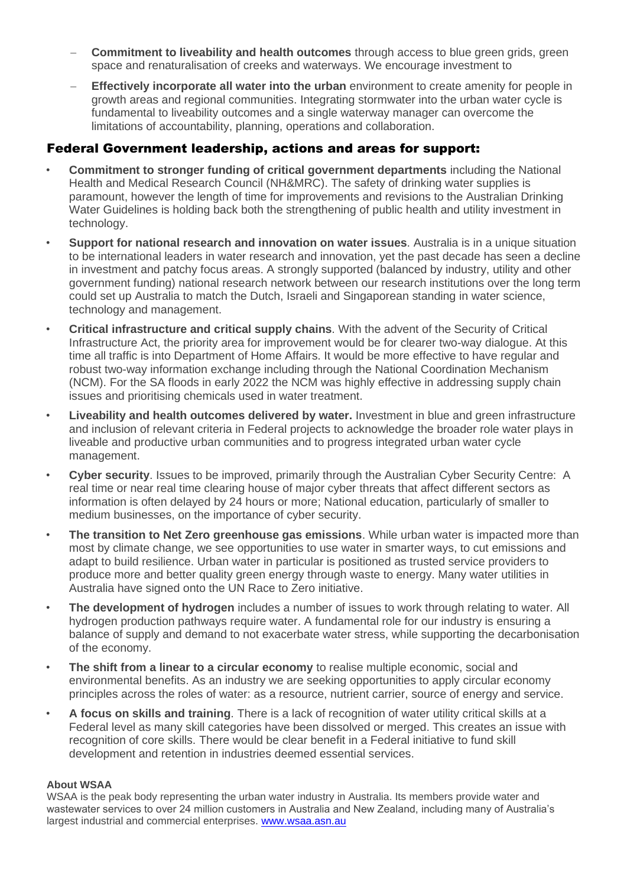- **Commitment to liveability and health outcomes** through access to blue green grids, green space and renaturalisation of creeks and waterways. We encourage investment to
- **Effectively incorporate all water into the urban** environment to create amenity for people in growth areas and regional communities. Integrating stormwater into the urban water cycle is fundamental to liveability outcomes and a single waterway manager can overcome the limitations of accountability, planning, operations and collaboration.

## Federal Government leadership, actions and areas for support:

- **Commitment to stronger funding of critical government departments** including the National Health and Medical Research Council (NH&MRC). The safety of drinking water supplies is paramount, however the length of time for improvements and revisions to the Australian Drinking Water Guidelines is holding back both the strengthening of public health and utility investment in technology.
- **Support for national research and innovation on water issues**. Australia is in a unique situation to be international leaders in water research and innovation, yet the past decade has seen a decline in investment and patchy focus areas. A strongly supported (balanced by industry, utility and other government funding) national research network between our research institutions over the long term could set up Australia to match the Dutch, Israeli and Singaporean standing in water science, technology and management.
- **Critical infrastructure and critical supply chains**. With the advent of the Security of Critical Infrastructure Act, the priority area for improvement would be for clearer two-way dialogue. At this time all traffic is into Department of Home Affairs. It would be more effective to have regular and robust two-way information exchange including through the National Coordination Mechanism (NCM). For the SA floods in early 2022 the NCM was highly effective in addressing supply chain issues and prioritising chemicals used in water treatment.
- **Liveability and health outcomes delivered by water.** Investment in blue and green infrastructure and inclusion of relevant criteria in Federal projects to acknowledge the broader role water plays in liveable and productive urban communities and to progress integrated urban water cycle management.
- **Cyber security**. Issues to be improved, primarily through the Australian Cyber Security Centre: A real time or near real time clearing house of major cyber threats that affect different sectors as information is often delayed by 24 hours or more; National education, particularly of smaller to medium businesses, on the importance of cyber security.
- **The transition to Net Zero greenhouse gas emissions**. While urban water is impacted more than most by climate change, we see opportunities to use water in smarter ways, to cut emissions and adapt to build resilience. Urban water in particular is positioned as trusted service providers to produce more and better quality green energy through waste to energy. Many water utilities in Australia have signed onto the UN Race to Zero initiative.
- **The development of hydrogen** includes a number of issues to work through relating to water. All hydrogen production pathways require water. A fundamental role for our industry is ensuring a balance of supply and demand to not exacerbate water stress, while supporting the decarbonisation of the economy.
- **The shift from a linear to a circular economy** to realise multiple economic, social and environmental benefits. As an industry we are seeking opportunities to apply circular economy principles across the roles of water: as a resource, nutrient carrier, source of energy and service.
- **A focus on skills and training**. There is a lack of recognition of water utility critical skills at a Federal level as many skill categories have been dissolved or merged. This creates an issue with recognition of core skills. There would be clear benefit in a Federal initiative to fund skill development and retention in industries deemed essential services.

**About WSAA**

WSAA is the peak body representing the urban water industry in Australia. Its members provide water and wastewater services to over 24 million customers in Australia and New Zealand, including many of Australia's largest industrial and commercial enterprises. www.wsaa.asn.au